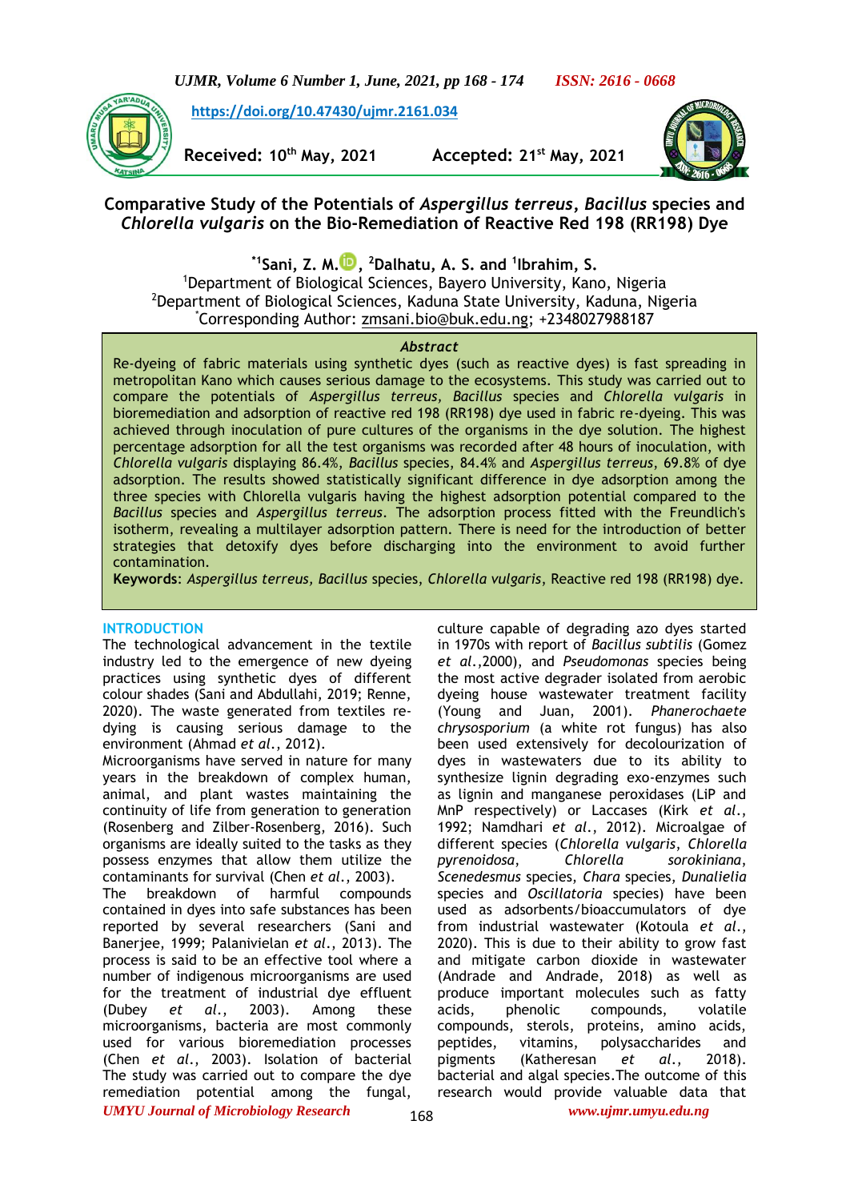https://doi.org/10.47430/ujmr.2161.034

**Received:** 10th May, 2021 **Accepted:** 21st May, 2021

# Comparative Study of the Potentials of *Aspergillus terreus*, *Bacillus* species and *Chlorella vulgaris* on the Bio-Remediation of Reactive Red 198 (RR198) Dye

**\*[1]Sani, Z. M., [2]Dalhatu, A. S. and [1]Ibrahim, S.**

[1]Department of Biological Sciences, Bayero University, Kano, Nigeria
[2]Department of Biological Sciences, Kaduna State University, Kaduna, Nigeria
*Corresponding Author: zmsani.bio@buk.edu.ng; +2348027988187

## Abstract

Re-dyeing of fabric materials using synthetic dyes (such as reactive dyes) is fast spreading in metropolitan Kano which causes serious damage to the ecosystems. This study was carried out to compare the potentials of *Aspergillus terreus*, *Bacillus* species and *Chlorella vulgaris* in bioremediation and adsorption of reactive red 198 (RR198) dye used in fabric re-dyeing. This was achieved through inoculation of pure cultures of the organisms in the dye solution. The highest percentage adsorption for all the test organisms was recorded after 48 hours of inoculation, with *Chlorella vulgaris* displaying 86.4%, *Bacillus* species, 84.4% and *Aspergillus terreus*, 69.8% of dye adsorption. The results showed statistically significant difference in dye adsorption among the three species with Chlorella vulgaris having the highest adsorption potential compared to the *Bacillus* species and *Aspergillus terreus*. The adsorption process fitted with the Freundlich's isotherm, revealing a multilayer adsorption pattern. There is need for the introduction of better strategies that detoxify dyes before discharging into the environment to avoid further contamination.

**Keywords**: *Aspergillus terreus*, *Bacillus* species, *Chlorella vulgaris*, Reactive red 198 (RR198) dye.

## INTRODUCTION

The technological advancement in the textile industry led to the emergence of new dyeing practices using synthetic dyes of different colour shades (Sani and Abdullahi, 2019; Renne, 2020). The waste generated from textiles re-dying is causing serious damage to the environment (Ahmad *et al.*, 2012).

Microorganisms have served in nature for many years in the breakdown of complex human, animal, and plant wastes maintaining the continuity of life from generation to generation (Rosenberg and Zilber-Rosenberg, 2016). Such organisms are ideally suited to the tasks as they possess enzymes that allow them utilize the contaminants for survival (Chen *et al.*, 2003).

The breakdown of harmful compounds contained in dyes into safe substances has been reported by several researchers (Sani and Banerjee, 1999; Palanivielan *et al.*, 2013). The process is said to be an effective tool where a number of indigenous microorganisms are used for the treatment of industrial dye effluent (Dubey *et al.*, 2003). Among these microorganisms, bacteria are most commonly used for various bioremediation processes (Chen *et al.*, 2003). Isolation of bacterial culture capable of degrading azo dyes started in 1970s with report of *Bacillus subtilis* (Gomez *et al.*,2000), and *Pseudomonas* species being the most active degrader isolated from aerobic dyeing house wastewater treatment facility (Young and Juan, 2001). *Phanerochaete chrysosporium* (a white rot fungus) has also been used extensively for decolourization of dyes in wastewaters due to its ability to synthesize lignin degrading exo-enzymes such as lignin and manganese peroxidases (LiP and MnP respectively) or Laccases (Kirk *et al.*, 1992; Namdhari *et al.*, 2012). Microalgae of different species (*Chlorella vulgaris*, *Chlorella pyrenoidosa*, *Chlorella sorokiniana*, *Scenedesmus* species, *Chara* species, *Dunaliella* species and *Oscillatoria* species) have been used as adsorbents/bioaccumulators of dye from industrial wastewater (Kotoula *et al.*, 2020). This is due to their ability to grow fast and mitigate carbon dioxide in wastewater (Andrade and Andrade, 2018) as well as produce important molecules such as fatty acids, phenolic compounds, volatile compounds, sterols, proteins, amino acids, peptides, vitamins, polysaccharides and pigments (Katheresan *et al.*, 2018).

The study was carried out to compare the dye remediation potential among the fungal, bacterial and algal species.The outcome of this research would provide valuable data that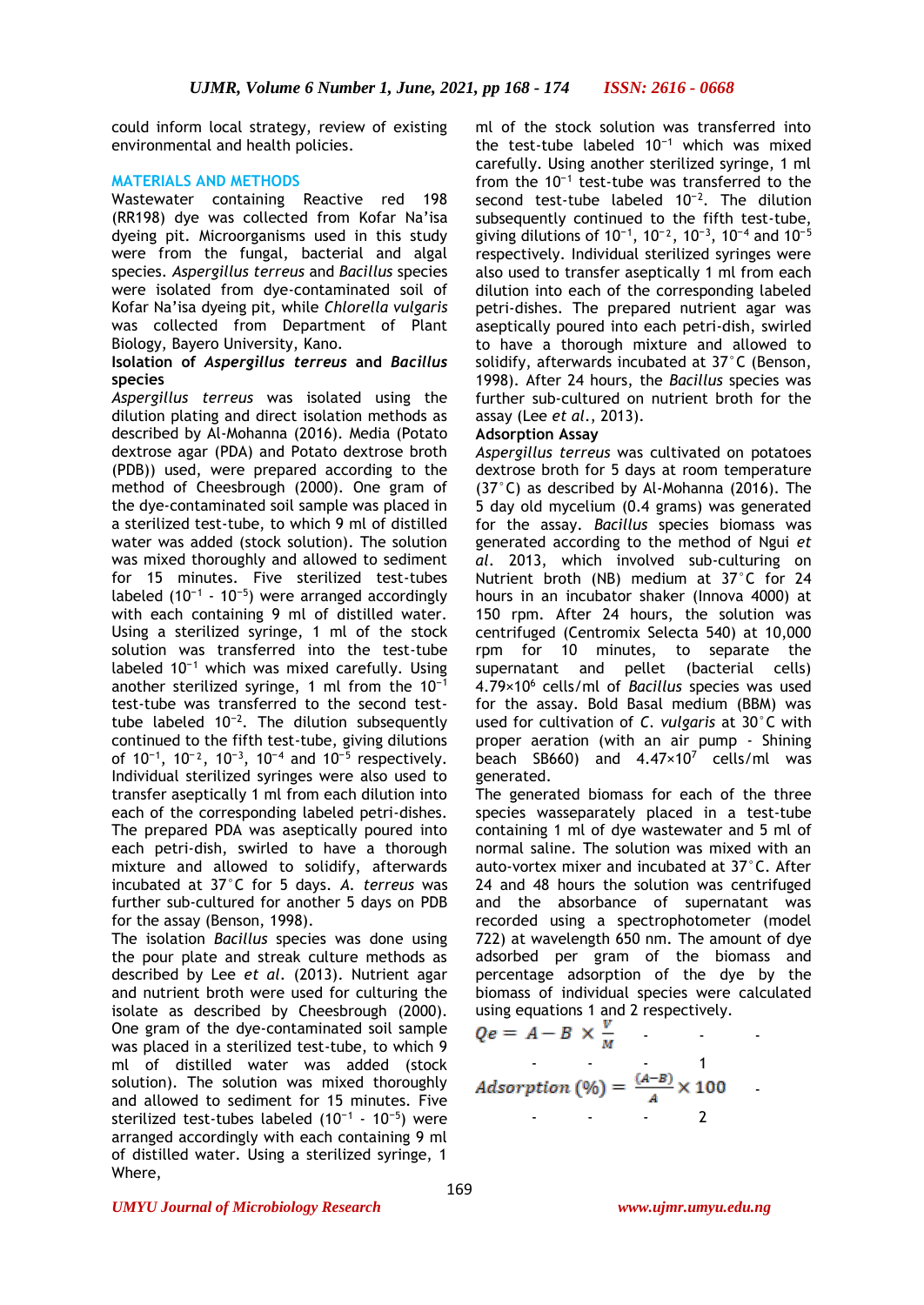could inform local strategy, review of existing environmental and health policies.

## MATERIALS AND METHODS

Wastewater containing Reactive red 198 (RR198) dye was collected from Kofar Na'isa dyeing pit. Microorganisms used in this study were from the fungal, bacterial and algal species. *Aspergillus terreus* and *Bacillus* species were isolated from dye-contaminated soil of Kofar Na'isa dyeing pit, while *Chlorella vulgaris* was collected from Department of Plant Biology, Bayero University, Kano.

### Isolation of *Aspergillus terreus* and *Bacillus* species

*Aspergillus terreus* was isolated using the dilution plating and direct isolation methods as described by Al-Mohanna (2016). Media (Potato dextrose agar (PDA) and Potato dextrose broth (PDB)) used, were prepared according to the method of Cheesbrough (2000). One gram of the dye-contaminated soil sample was placed in a sterilized test-tube, to which 9 ml of distilled water was added (stock solution). The solution was mixed thoroughly and allowed to sediment for 15 minutes. Five sterilized test-tubes labeled ($10^{-1}$ - $10^{-5}$) were arranged accordingly with each containing 9 ml of distilled water. Using a sterilized syringe, 1 ml of the stock solution was transferred into the test-tube labeled $10^{-1}$ which was mixed carefully. Using another sterilized syringe, 1 ml from the $10^{-1}$ test-tube was transferred to the second test-tube labeled $10^{-2}$. The dilution subsequently continued to the fifth test-tube, giving dilutions of $10^{-1}$, $10^{-2}$, $10^{-3}$, $10^{-4}$ and $10^{-5}$ respectively. Individual sterilized syringes were also used to transfer aseptically 1 ml from each dilution into each of the corresponding labeled petri-dishes. The prepared PDA was aseptically poured into each petri-dish, swirled to have a thorough mixture and allowed to solidify, afterwards incubated at 37°C for 5 days. *A. terreus* was further sub-cultured for another 5 days on PDB for the assay (Benson, 1998).

The isolation *Bacillus* species was done using the pour plate and streak culture methods as described by Lee *et al*. (2013). Nutrient agar and nutrient broth were used for culturing the isolate as described by Cheesbrough (2000). One gram of the dye-contaminated soil sample was placed in a sterilized test-tube, to which 9 ml of distilled water was added (stock solution). The solution was mixed thoroughly and allowed to sediment for 15 minutes. Five sterilized test-tubes labeled ($10^{-1}$ - $10^{-5}$) were arranged accordingly with each containing 9 ml of distilled water. Using a sterilized syringe, 1 ml of the stock solution was transferred into the test-tube labeled $10^{-1}$ which was mixed carefully. Using another sterilized syringe, 1 ml from the $10^{-1}$ test-tube was transferred to the second test-tube labeled $10^{-2}$. The dilution subsequently continued to the fifth test-tube, giving dilutions of $10^{-1}$, $10^{-2}$, $10^{-3}$, $10^{-4}$ and $10^{-5}$ respectively. Individual sterilized syringes were also used to transfer aseptically 1 ml from each dilution into each of the corresponding labeled petri-dishes. The prepared nutrient agar was aseptically poured into each petri-dish, swirled to have a thorough mixture and allowed to solidify, afterwards incubated at 37°C (Benson, 1998). After 24 hours, the *Bacillus* species was further sub-cultured on nutrient broth for the assay (Lee *et al*., 2013).

### Adsorption Assay

*Aspergillus terreus* was cultivated on potatoes dextrose broth for 5 days at room temperature (37°C) as described by Al-Mohanna (2016). The 5 day old mycelium (0.4 grams) was generated for the assay. *Bacillus* species biomass was generated according to the method of Ngui *et al*. 2013, which involved sub-culturing on Nutrient broth (NB) medium at 37°C for 24 hours in an incubator shaker (Innova 4000) at 150 rpm. After 24 hours, the solution was centrifuged (Centromix Selecta 540) at 10,000 rpm for 10 minutes, to separate the supernatant and pellet (bacterial cells) $4.79\times10^{6}$ cells/ml of *Bacillus* species was used for the assay. Bold Basal medium (BBM) was used for cultivation of *C. vulgaris* at 30°C with proper aeration (with an air pump - Shining beach SB660) and $4.47\times10^{7}$ cells/ml was generated.

The generated biomass for each of the three species wasseparately placed in a test-tube containing 1 ml of dye wastewater and 5 ml of normal saline. The solution was mixed with an auto-vortex mixer and incubated at 37°C. After 24 and 48 hours the solution was centrifuged and the absorbance of supernatant was recorded using a spectrophotometer (model 722) at wavelength 650 nm. The amount of dye adsorbed per gram of the biomass and percentage adsorption of the dye by the biomass of individual species were calculated using equations 1 and 2 respectively.

$$Qe = A - B \times \frac{V}{M} \qquad (1)$$

$$Adsorption\ (\%) = \frac{(A-B)}{A} \times 100 \qquad (2)$$

Where,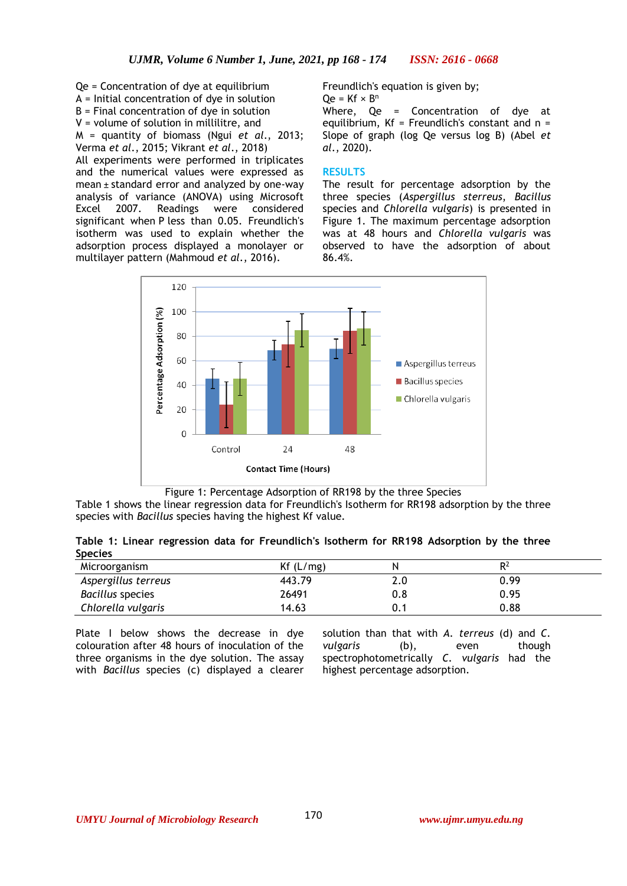Qe = Concentration of dye at equilibrium
A = Initial concentration of dye in solution
B = Final concentration of dye in solution
V = volume of solution in millilitre, and
M = quantity of biomass (Ngui *et al.*, 2013; Verma *et al.*, 2015; Vikrant *et al.*, 2018)

All experiments were performed in triplicates and the numerical values were expressed as mean ± standard error and analyzed by one-way analysis of variance (ANOVA) using Microsoft Excel 2007. Readings were considered significant when P less than 0.05. Freundlich's isotherm was used to explain whether the adsorption process displayed a monolayer or multilayer pattern (Mahmoud *et al.*, 2016).

Freundlich's equation is given by;

$$Qe = Kf \times B^n$$

Where, Qe = Concentration of dye at equilibrium, Kf = Freundlich's constant and n = Slope of graph (log Qe versus log B) (Abel *et al.*, 2020).

## RESULTS

The result for percentage adsorption by the three species (*Aspergillus sterreus*, *Bacillus* species and *Chlorella vulgaris*) is presented in Figure 1. The maximum percentage adsorption was at 48 hours and *Chlorella vulgaris* was observed to have the adsorption of about 86.4%.

Figure 1: Percentage Adsorption of RR198 by the three Species

Table 1 shows the linear regression data for Freundlich's Isotherm for RR198 adsorption by the three species with *Bacillus* species having the highest Kf value.

**Table 1: Linear regression data for Freundlich's Isotherm for RR198 Adsorption by the three Species**

| Microorganism | Kf (L/mg) | N | $R^2$ |
|---|---|---|---|
| *Aspergillus terreus* | 443.79 | 2.0 | 0.99 |
| *Bacillus* species | 26491 | 0.8 | 0.95 |
| *Chlorella vulgaris* | 14.63 | 0.1 | 0.88 |

Plate I below shows the decrease in dye colouration after 48 hours of inoculation of the three organisms in the dye solution. The assay with *Bacillus* species (c) displayed a clearer solution than that with *A. terreus* (d) and *C. vulgaris* (b), even though spectrophotometrically *C. vulgaris* had the highest percentage adsorption.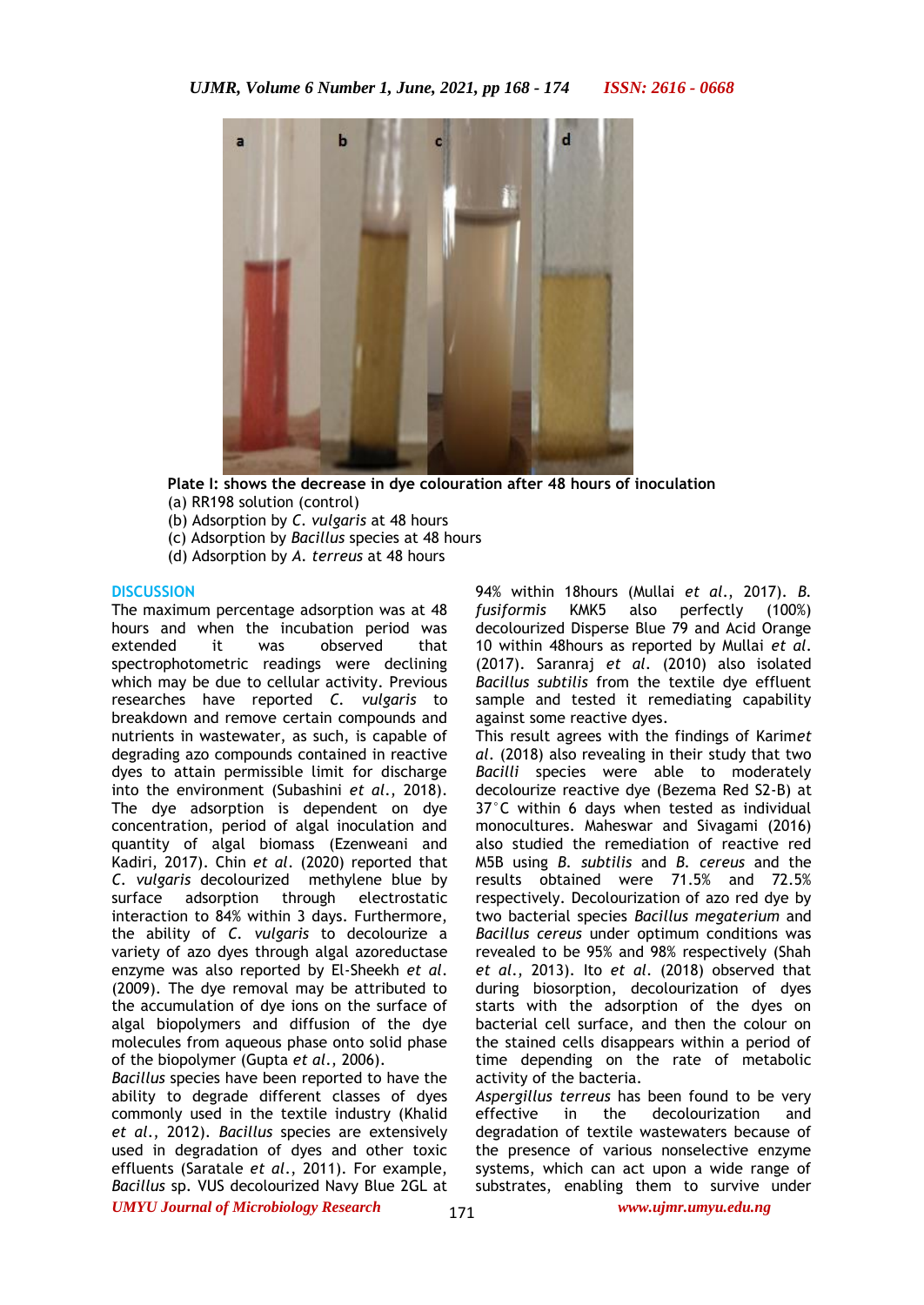**Plate I: shows the decrease in dye colouration after 48 hours of inoculation**

(a) RR198 solution (control)
(b) Adsorption by *C. vulgaris* at 48 hours
(c) Adsorption by *Bacillus* species at 48 hours
(d) Adsorption by *A. terreus* at 48 hours

## DISCUSSION

The maximum percentage adsorption was at 48 hours and when the incubation period was extended it was observed that spectrophotometric readings were declining which may be due to cellular activity. Previous researches have reported *C. vulgaris* to breakdown and remove certain compounds and nutrients in wastewater, as such, is capable of degrading azo compounds contained in reactive dyes to attain permissible limit for discharge into the environment (Subashini *et al.*, 2018). The dye adsorption is dependent on dye concentration, period of algal inoculation and quantity of algal biomass (Ezenweani and Kadiri, 2017). Chin *et al*. (2020) reported that *C. vulgaris* decolourized methylene blue by surface adsorption through electrostatic interaction to 84% within 3 days. Furthermore, the ability of *C. vulgaris* to decolourize a variety of azo dyes through algal azoreductase enzyme was also reported by El-Sheekh *et al*. (2009). The dye removal may be attributed to the accumulation of dye ions on the surface of algal biopolymers and diffusion of the dye molecules from aqueous phase onto solid phase of the biopolymer (Gupta *et al.*, 2006).

*Bacillus* species have been reported to have the ability to degrade different classes of dyes commonly used in the textile industry (Khalid *et al*., 2012). *Bacillus* species are extensively used in degradation of dyes and other toxic effluents (Saratale *et al*., 2011). For example, *Bacillus* sp. VUS decolourized Navy Blue 2GL at 94% within 18hours (Mullai *et al*., 2017). *B. fusiformis* KMK5 also perfectly (100%) decolourized Disperse Blue 79 and Acid Orange 10 within 48hours as reported by Mullai *et al*. (2017). Saranraj *et al*. (2010) also isolated *Bacillus subtilis* from the textile dye effluent sample and tested it remediating capability against some reactive dyes.

This result agrees with the findings of Karim*et al*. (2018) also revealing in their study that two *Bacilli* species were able to moderately decolourize reactive dye (Bezema Red S2-B) at 37°C within 6 days when tested as individual monocultures. Maheswar and Sivagami (2016) also studied the remediation of reactive red M5B using *B. subtilis* and *B. cereus* and the results obtained were 71.5% and 72.5% respectively. Decolourization of azo red dye by two bacterial species *Bacillus megaterium* and *Bacillus cereus* under optimum conditions was revealed to be 95% and 98% respectively (Shah *et al*., 2013). Ito *et al*. (2018) observed that during biosorption, decolourization of dyes starts with the adsorption of the dyes on bacterial cell surface, and then the colour on the stained cells disappears within a period of time depending on the rate of metabolic activity of the bacteria.

*Aspergillus terreus* has been found to be very effective in the decolourization and degradation of textile wastewaters because of the presence of various nonselective enzyme systems, which can act upon a wide range of substrates, enabling them to survive under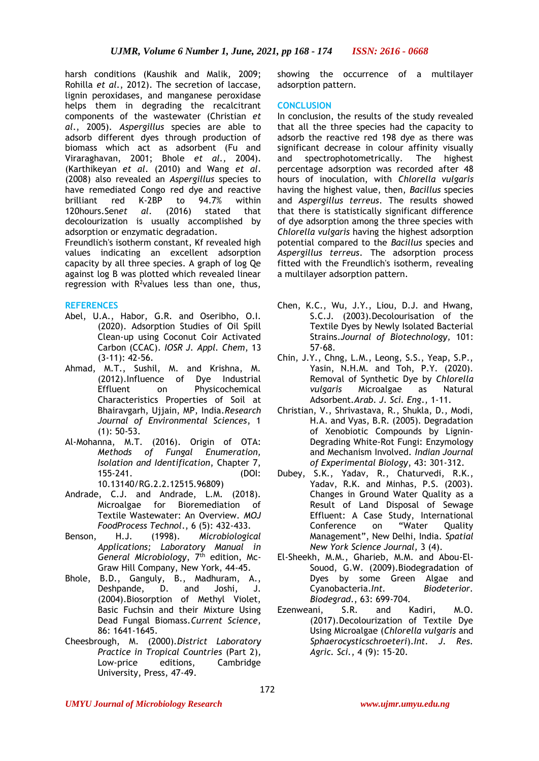harsh conditions (Kaushik and Malik, 2009; Rohilla *et al.*, 2012). The secretion of laccase, lignin peroxidases, and manganese peroxidase helps them in degrading the recalcitrant components of the wastewater (Christian *et al.*, 2005). *Aspergillus* species are able to adsorb different dyes through production of biomass which act as adsorbent (Fu and Viraraghavan, 2001; Bhole *et al.,* 2004). (Karthikeyan *et al*. (2010) and Wang *et al*. (2008) also revealed an *Aspergillus* species to have remediated Congo red dye and reactive brilliant red K-2BP to 94.7% within 120hours.Sen*et al*. (2016) stated that decolourization is usually accomplished by adsorption or enzymatic degradation.

Freundlich's isotherm constant, Kf revealed high values indicating an excellent adsorption capacity by all three species. A graph of log Qe against log B was plotted which revealed linear regression with $R^2$values less than one, thus, showing the occurrence of a multilayer adsorption pattern.

## CONCLUSION

In conclusion, the results of the study revealed that all the three species had the capacity to adsorb the reactive red 198 dye as there was significant decrease in colour affinity visually and spectrophotometrically. The highest percentage adsorption was recorded after 48 hours of inoculation, with *Chlorella vulgaris* having the highest value, then, *Bacillus* species and *Aspergillus terreus*. The results showed that there is statistically significant difference of dye adsorption among the three species with *Chlorella vulgaris* having the highest adsorption potential compared to the *Bacillus* species and *Aspergillus terreus*. The adsorption process fitted with the Freundlich's isotherm, revealing a multilayer adsorption pattern.

## REFERENCES

Abel, U.A., Habor, G.R. and Oseribho, O.I. (2020). Adsorption Studies of Oil Spill Clean-up using Coconut Coir Activated Carbon (CCAC). *IOSR J. Appl. Chem*, 13 (3-11): 42-56.

Ahmad, M.T., Sushil, M. and Krishna, M. (2012).Influence of Dye Industrial Effluent on Physicochemical Characteristics Properties of Soil at Bhairavgarh, Ujjain, MP, India.*Research Journal of Environmental Sciences*, 1 (1): 50-53.

Al-Mohanna, M.T. (2016). Origin of OTA: *Methods of Fungal Enumeration, Isolation and Identification*, Chapter 7, 155-241. (DOI: 10.13140/RG.2.2.12515.96809)

Andrade, C.J. and Andrade, L.M. (2018). Microalgae for Bioremediation of Textile Wastewater: An Overview. *MOJ FoodProcess Technol*., 6 (5): 432-433.

Benson, H.J. (1998). *Microbiological Applications; Laboratory Manual in General Microbiology*, 7th edition, Mc-Graw Hill Company, New York, 44-45.

Bhole, B.D., Ganguly, B., Madhuram, A., Deshpande, D. and Joshi, J. (2004).Biosorption of Methyl Violet, Basic Fuchsin and their Mixture Using Dead Fungal Biomass.*Current Science*, 86: 1641-1645.

Cheesbrough, M. (2000).*District Laboratory Practice in Tropical Countries* (Part 2), Low-price editions, Cambridge University, Press, 47-49.

Chen, K.C., Wu, J.Y., Liou, D.J. and Hwang, S.C.J. (2003).Decolourisation of the Textile Dyes by Newly Isolated Bacterial Strains.*Journal of Biotechnology,* 101: 57-68.

Chin, J.Y., Chng, L.M., Leong, S.S., Yeap, S.P., Yasin, N.H.M. and Toh, P.Y. (2020). Removal of Synthetic Dye by *Chlorella vulgaris* Microalgae as Natural Adsorbent.*Arab. J. Sci. Eng.*, 1-11.

Christian, V., Shrivastava, R., Shukla, D., Modi, H.A. and Vyas, B.R. (2005). Degradation of Xenobiotic Compounds by Lignin-Degrading White-Rot Fungi: Enzymology and Mechanism Involved. *Indian Journal of Experimental Biology*, 43: 301-312.

Dubey, S.K., Yadav, R., Chaturvedi, R.K., Yadav, R.K. and Minhas, P.S. (2003). Changes in Ground Water Quality as a Result of Land Disposal of Sewage Effluent: A Case Study, International Conference on "Water Quality Management", New Delhi, India. *Spatial New York Science Journal,* 3 (4).

El-Sheekh, M.M., Gharieb, M.M. and Abou-El-Souod, G.W. (2009).Biodegradation of Dyes by some Green Algae and Cyanobacteria.*Int. Biodeterior. Biodegrad.,* 63: 699-704.

Ezenweani, S.R. and Kadiri, M.O. (2017).Decolourization of Textile Dye Using Microalgae (*Chlorella vulgaris* and *Sphaerocysticschroeteri*).*Int. J. Res. Agric. Sci.*, 4 (9): 15-20.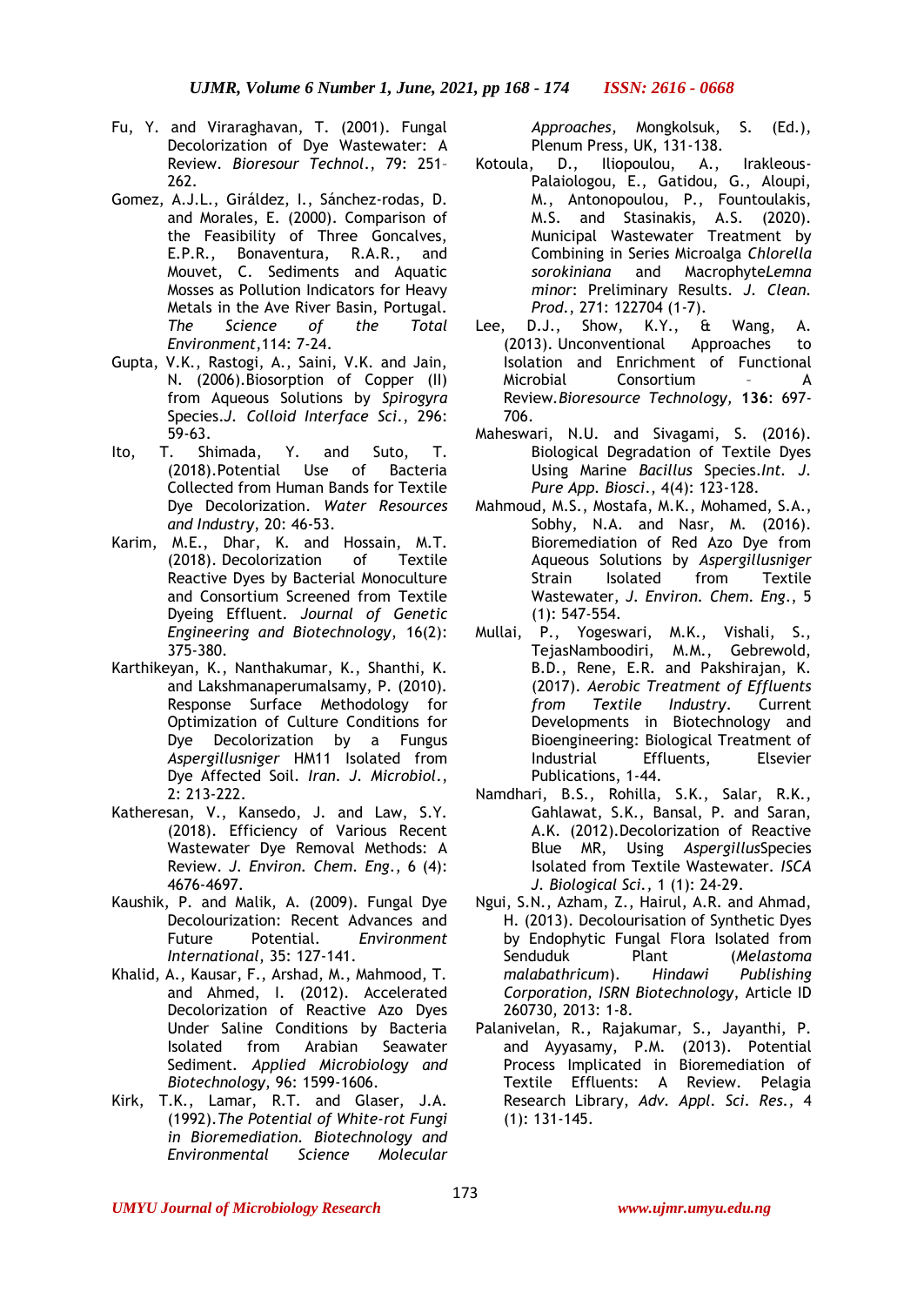Fu, Y. and Viraraghavan, T. (2001). Fungal Decolorization of Dye Wastewater: A Review. *Bioresour Technol*., 79: 251–262.

Gomez, A.J.L., Giráldez, I., Sánchez-rodas, D. and Morales, E. (2000). Comparison of the Feasibility of Three Goncalves, E.P.R., Bonaventura, R.A.R., and Mouvet, C. Sediments and Aquatic Mosses as Pollution Indicators for Heavy Metals in the Ave River Basin, Portugal. *The Science of the Total Environment*,114: 7-24.

Gupta, V.K., Rastogi, A., Saini, V.K. and Jain, N. (2006).Biosorption of Copper (II) from Aqueous Solutions by *Spirogyra* Species.*J. Colloid Interface Sci*., 296: 59-63.

Ito, T. Shimada, Y. and Suto, T. (2018).Potential Use of Bacteria Collected from Human Bands for Textile Dye Decolorization. *Water Resources and Industry*, 20: 46-53.

Karim, M.E., Dhar, K. and Hossain, M.T. (2018). Decolorization of Textile Reactive Dyes by Bacterial Monoculture and Consortium Screened from Textile Dyeing Effluent. *Journal of Genetic Engineering and Biotechnology*, 16(2): 375-380.

Karthikeyan, K., Nanthakumar, K., Shanthi, K. and Lakshmanaperumalsamy, P. (2010). Response Surface Methodology for Optimization of Culture Conditions for Dye Decolorization by a Fungus *Aspergillusniger* HM11 Isolated from Dye Affected Soil. *Iran. J. Microbiol*., 2: 213-222.

Katheresan, V., Kansedo, J. and Law, S.Y. (2018). Efficiency of Various Recent Wastewater Dye Removal Methods: A Review. *J. Environ. Chem. Eng*., 6 (4): 4676-4697.

Kaushik, P. and Malik, A. (2009). Fungal Dye Decolourization: Recent Advances and Future Potential. *Environment International*, 35: 127-141.

Khalid, A., Kausar, F., Arshad, M., Mahmood, T. and Ahmed, I. (2012). Accelerated Decolorization of Reactive Azo Dyes Under Saline Conditions by Bacteria Isolated from Arabian Seawater Sediment. *Applied Microbiology and Biotechnology*, 96: 1599-1606.

Kirk, T.K., Lamar, R.T. and Glaser, J.A. (1992).*The Potential of White-rot Fungi in Bioremediation. Biotechnology and Environmental Science Molecular Approaches*, Mongkolsuk, S. (Ed.), Plenum Press, UK, 131-138.

Kotoula, D., Iliopoulou, A., Irakleous-Palaiologou, E., Gatidou, G., Aloupi, M., Antonopoulou, P., Fountoulakis, M.S. and Stasinakis, A.S. (2020). Municipal Wastewater Treatment by Combining in Series Microalga *Chlorella sorokiniana* and Macrophyte*Lemna minor*: Preliminary Results. *J. Clean. Prod*., 271: 122704 (1-7).

Lee, D.J., Show, K.Y., & Wang, A. (2013). Unconventional Approaches to Isolation and Enrichment of Functional Microbial Consortium – A Review.*Bioresource Technology*, **136**: 697-706.

Maheswari, N.U. and Sivagami, S. (2016). Biological Degradation of Textile Dyes Using Marine *Bacillus* Species.*Int. J. Pure App. Biosci*., 4(4): 123-128.

Mahmoud, M.S., Mostafa, M.K., Mohamed, S.A., Sobhy, N.A. and Nasr, M. (2016). Bioremediation of Red Azo Dye from Aqueous Solutions by *Aspergillusniger* Strain Isolated from Textile Wastewater, *J. Environ. Chem. Eng*., 5 (1): 547-554.

Mullai, P., Yogeswari, M.K., Vishali, S., TejasNamboodiri, M.M., Gebrewold, B.D., Rene, E.R. and Pakshirajan, K. (2017). *Aerobic Treatment of Effluents from Textile Industry*. Current Developments in Biotechnology and Bioengineering: Biological Treatment of Industrial Effluents, Elsevier Publications, 1-44.

Namdhari, B.S., Rohilla, S.K., Salar, R.K., Gahlawat, S.K., Bansal, P. and Saran, A.K. (2012).Decolorization of Reactive Blue MR, Using *Aspergillus*Species Isolated from Textile Wastewater. *ISCA J. Biological Sci*., 1 (1): 24-29.

Ngui, S.N., Azham, Z., Hairul, A.R. and Ahmad, H. (2013). Decolourisation of Synthetic Dyes by Endophytic Fungal Flora Isolated from Senduduk Plant (*Melastoma malabathricum*). *Hindawi Publishing Corporation, ISRN Biotechnology*, Article ID 260730, 2013: 1-8.

Palanivelan, R., Rajakumar, S., Jayanthi, P. and Ayyasamy, P.M. (2013). Potential Process Implicated in Bioremediation of Textile Effluents: A Review. Pelagia Research Library, *Adv. Appl. Sci. Res*., 4 (1): 131-145.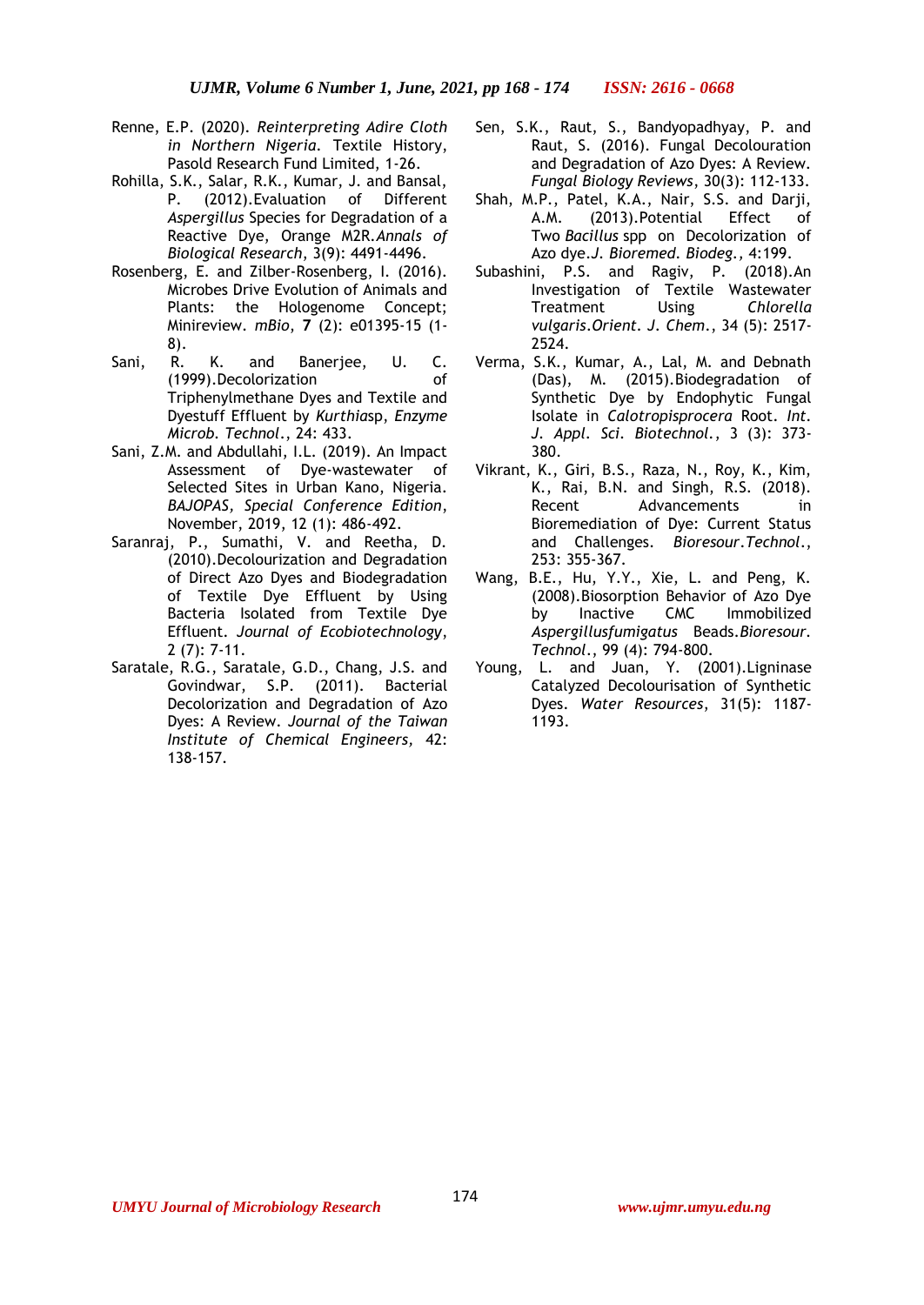Renne, E.P. (2020). *Reinterpreting Adire Cloth in Northern Nigeria*. Textile History, Pasold Research Fund Limited, 1-26.

Rohilla, S.K., Salar, R.K., Kumar, J. and Bansal, P. (2012).Evaluation of Different *Aspergillus* Species for Degradation of a Reactive Dye, Orange M2R.*Annals of Biological Research*, 3(9): 4491-4496.

Rosenberg, E. and Zilber-Rosenberg, I. (2016). Microbes Drive Evolution of Animals and Plants: the Hologenome Concept; Minireview. *mBio*, **7** (2): e01395-15 (1-8).

Sani, R. K. and Banerjee, U. C. (1999).Decolorization of Triphenylmethane Dyes and Textile and Dyestuff Effluent by *Kurthia*sp, *Enzyme Microb. Technol.*, 24: 433.

Sani, Z.M. and Abdullahi, I.L. (2019). An Impact Assessment of Dye-wastewater of Selected Sites in Urban Kano, Nigeria. *BAJOPAS, Special Conference Edition*, November, 2019, 12 (1): 486-492.

Saranraj, P., Sumathi, V. and Reetha, D. (2010).Decolourization and Degradation of Direct Azo Dyes and Biodegradation of Textile Dye Effluent by Using Bacteria Isolated from Textile Dye Effluent. *Journal of Ecobiotechnology*, 2 (7): 7-11.

Saratale, R.G., Saratale, G.D., Chang, J.S. and Govindwar, S.P. (2011). Bacterial Decolorization and Degradation of Azo Dyes: A Review. *Journal of the Taiwan Institute of Chemical Engineers*, 42: 138-157.

Sen, S.K., Raut, S., Bandyopadhyay, P. and Raut, S. (2016). Fungal Decolouration and Degradation of Azo Dyes: A Review. *Fungal Biology Reviews*, 30(3): 112-133.

Shah, M.P., Patel, K.A., Nair, S.S. and Darji, A.M. (2013).Potential Effect of Two *Bacillus* spp on Decolorization of Azo dye.*J. Bioremed. Biodeg.*, 4:199.

Subashini, P.S. and Ragiv, P. (2018).An Investigation of Textile Wastewater Treatment Using *Chlorella vulgaris*.*Orient. J. Chem.*, 34 (5): 2517-2524.

Verma, S.K., Kumar, A., Lal, M. and Debnath (Das), M. (2015).Biodegradation of Synthetic Dye by Endophytic Fungal Isolate in *Calotropisprocera* Root. *Int. J. Appl. Sci. Biotechnol.*, 3 (3): 373-380.

Vikrant, K., Giri, B.S., Raza, N., Roy, K., Kim, K., Rai, B.N. and Singh, R.S. (2018). Recent Advancements in Bioremediation of Dye: Current Status and Challenges. *Bioresour.Technol.*, 253: 355-367.

Wang, B.E., Hu, Y.Y., Xie, L. and Peng, K. (2008).Biosorption Behavior of Azo Dye by Inactive CMC Immobilized *Aspergillusfumigatus* Beads.*Bioresour. Technol.*, 99 (4): 794-800.

Young, L. and Juan, Y. (2001).Ligninase Catalyzed Decolourisation of Synthetic Dyes. *Water Resources*, 31(5): 1187-1193.